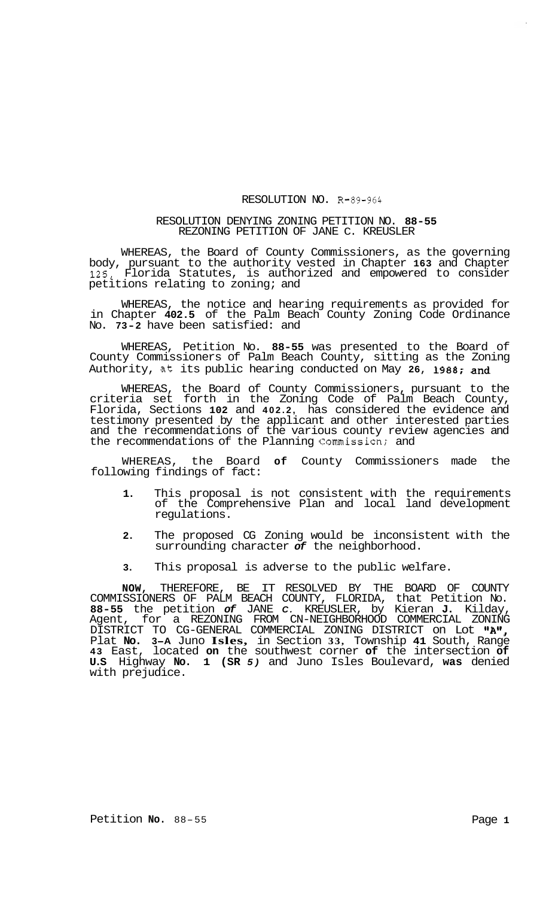RESOLUTION NO. R-89-964

RESOLUTION DENYING ZONING PETITION NO. 88-55
REZONING PETITION OF JANE C. KREUSLER

WHEREAS, the Board of County Commissioners, as the governing body, pursuant to the authority vested in Chapter 163 and Chapter 125, Florida Statutes, is authorized and empowered to consider petitions relating to zoning; and

WHEREAS, the notice and hearing requirements as provided for in Chapter 402.5 of the Palm Beach County Zoning Code Ordinance No. 73-2 have been satisfied: and

WHEREAS, Petition No. 88-55 was presented to the Board of County Commissioners of Palm Beach County, sitting as the Zoning Authority, at its public hearing conducted on May 26, 1988; and

WHEREAS, the Board of County Commissioners, pursuant to the criteria set forth in the Zoning Code of Palm Beach County, Florida, Sections 102 and 402.2, has considered the evidence and testimony presented by the applicant and other interested parties and the recommendations of the various county review agencies and the recommendations of the Planning Commission; and

WHEREAS, the Board of County Commissioners made the following findings of fact:

1. This proposal is not consistent with the requirements of the Comprehensive Plan and local land development regulations.

2. The proposed CG Zoning would be inconsistent with the surrounding character of the neighborhood.

3. This proposal is adverse to the public welfare.

NOW, THEREFORE, BE IT RESOLVED BY THE BOARD OF COUNTY COMMISSIONERS OF PALM BEACH COUNTY, FLORIDA, that Petition No. 88-55 the petition of JANE C. KREUSLER, by Kieran J. Kilday, Agent, for a REZONING FROM CN-NEIGHBORHOOD COMMERCIAL ZONING DISTRICT TO CG-GENERAL COMMERCIAL ZONING DISTRICT on Lot "A", Plat No. 3-A Juno Isles, in Section 33, Township 41 South, Range 43 East, located on the southwest corner of the intersection of U.S Highway No. 1 (SR 5) and Juno Isles Boulevard, was denied with prejudice.

Petition No. 88-55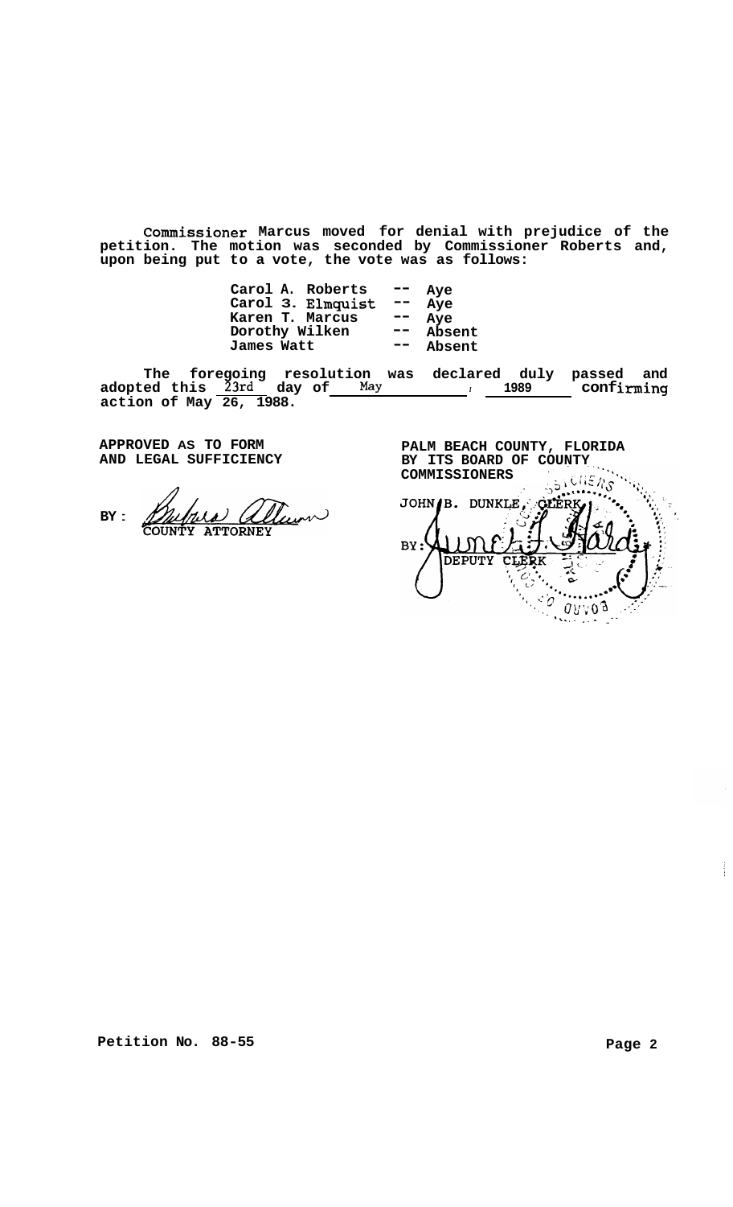Commissioner Marcus moved for denial with prejudice of the petition. The motion was seconded by Commissioner Roberts and, upon being put to a vote, the vote was as follows:

| | | |
|---|---|---|
| Carol A. Roberts | -- | Aye |
| Carol 3. Elmquist | -- | Aye |
| Karen T. Marcus | -- | Aye |
| Dorothy Wilken | -- | Absent |
| James Watt | -- | Absent |

The foregoing resolution was declared duly passed and adopted this 23rd day of May , 1989 confirming action of May 26, 1988.

APPROVED AS TO FORM AND LEGAL SUFFICIENCY

BY: COUNTY ATTORNEY

PALM BEACH COUNTY, FLORIDA BY ITS BOARD OF COUNTY COMMISSIONERS

JOHN B. DUNKLE, CLERK

BY: DEPUTY CLERK

Petition No. 88-55